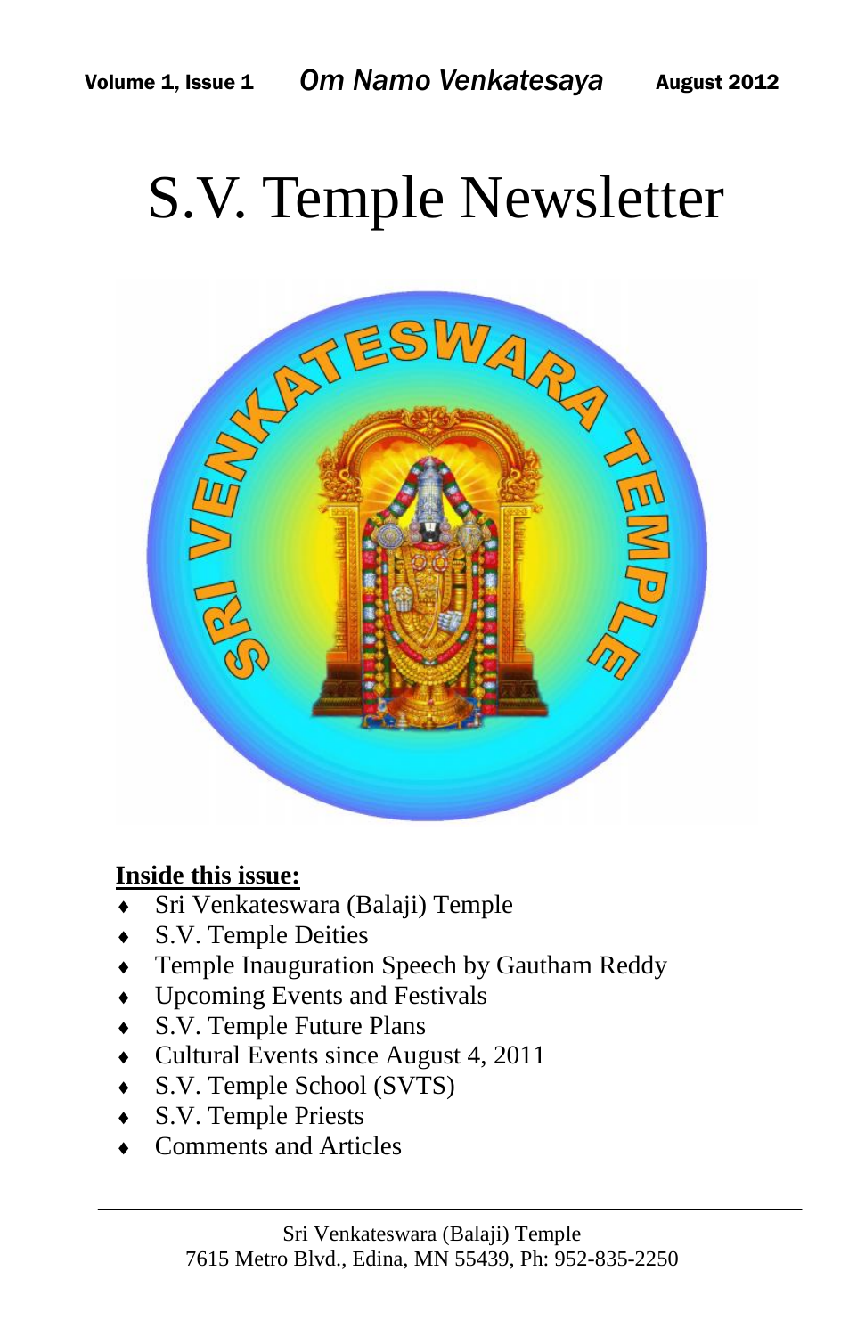Volume 1, Issue 1 *Om Namo Venkatesaya* August 2012

# S.V. Temple Newsletter

**Inside this issue:**

- Sri Venkateswara (Balaji) Temple
- S.V. Temple Deities
- Temple Inauguration Speech by Gautham Reddy
- Upcoming Events and Festivals
- S.V. Temple Future Plans
- Cultural Events since August 4, 2011
- S.V. Temple School (SVTS)
- S.V. Temple Priests
- Comments and Articles

Sri Venkateswara (Balaji) Temple
7615 Metro Blvd., Edina, MN 55439, Ph: 952-835-2250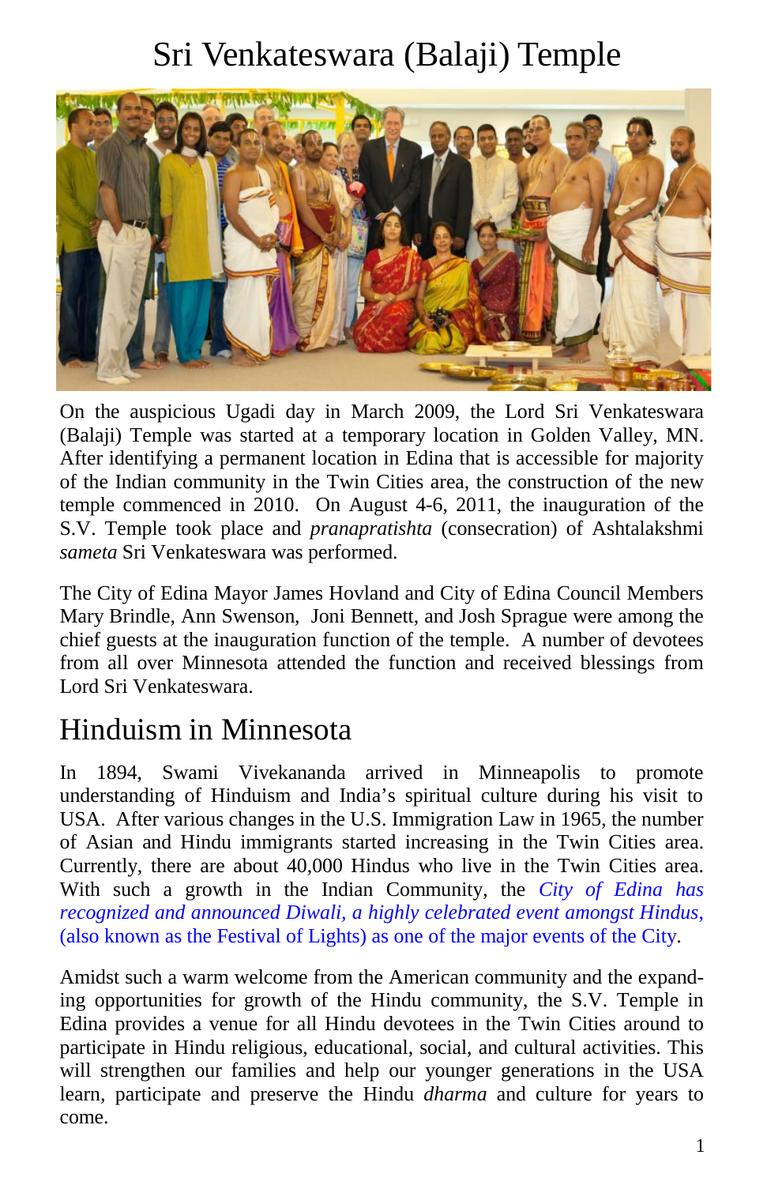# Sri Venkateswara (Balaji) Temple

On the auspicious Ugadi day in March 2009, the Lord Sri Venkateswara (Balaji) Temple was started at a temporary location in Golden Valley, MN. After identifying a permanent location in Edina that is accessible for majority of the Indian community in the Twin Cities area, the construction of the new temple commenced in 2010. On August 4-6, 2011, the inauguration of the S.V. Temple took place and *pranapratishta* (consecration) of Ashtalakshmi *sameta* Sri Venkateswara was performed.

The City of Edina Mayor James Hovland and City of Edina Council Members Mary Brindle, Ann Swenson, Joni Bennett, and Josh Sprague were among the chief guests at the inauguration function of the temple. A number of devotees from all over Minnesota attended the function and received blessings from Lord Sri Venkateswara.

## Hinduism in Minnesota

In 1894, Swami Vivekananda arrived in Minneapolis to promote understanding of Hinduism and India's spiritual culture during his visit to USA. After various changes in the U.S. Immigration Law in 1965, the number of Asian and Hindu immigrants started increasing in the Twin Cities area. Currently, there are about 40,000 Hindus who live in the Twin Cities area. With such a growth in the Indian Community, the *City of Edina has recognized and announced Diwali, a highly celebrated event amongst Hindus,* (also known as the Festival of Lights) as one of the major events of the City.

Amidst such a warm welcome from the American community and the expanding opportunities for growth of the Hindu community, the S.V. Temple in Edina provides a venue for all Hindu devotees in the Twin Cities around to participate in Hindu religious, educational, social, and cultural activities. This will strengthen our families and help our younger generations in the USA learn, participate and preserve the Hindu *dharma* and culture for years to come.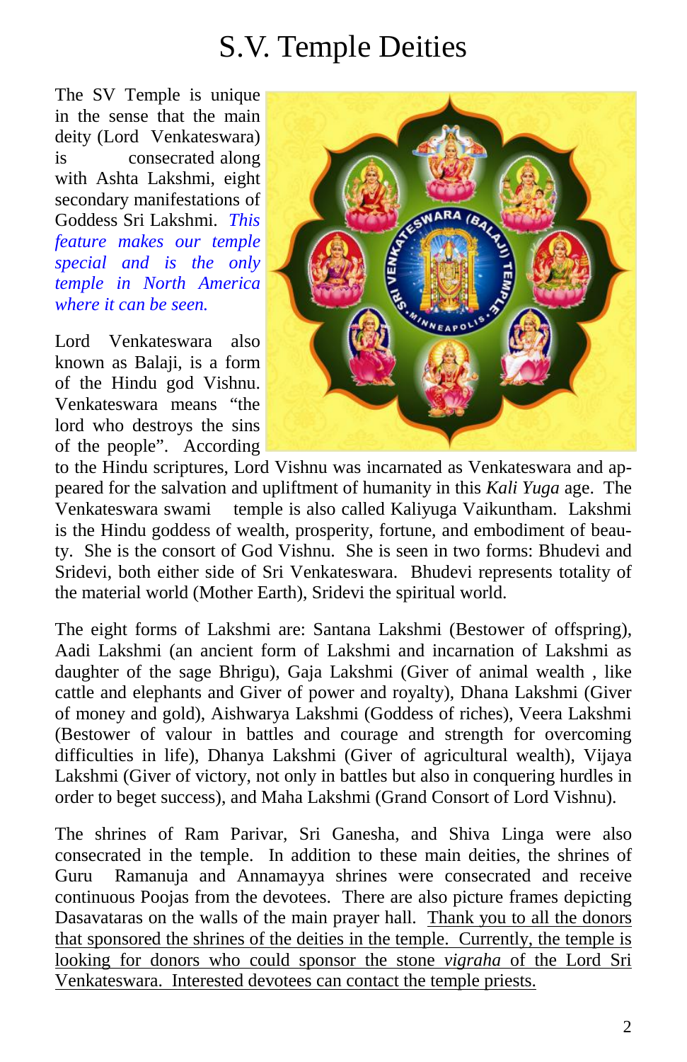# S.V. Temple Deities

The SV Temple is unique in the sense that the main deity (Lord Venkateswara) is consecrated along with Ashta Lakshmi, eight secondary manifestations of Goddess Sri Lakshmi. *This feature makes our temple special and is the only temple in North America where it can be seen.*

Lord Venkateswara also known as Balaji, is a form of the Hindu god Vishnu. Venkateswara means "the lord who destroys the sins of the people". According to the Hindu scriptures, Lord Vishnu was incarnated as Venkateswara and appeared for the salvation and upliftment of humanity in this *Kali Yuga* age. The Venkateswara swami temple is also called Kaliyuga Vaikuntham. Lakshmi is the Hindu goddess of wealth, prosperity, fortune, and embodiment of beauty. She is the consort of God Vishnu. She is seen in two forms: Bhudevi and Sridevi, both either side of Sri Venkateswara. Bhudevi represents totality of the material world (Mother Earth), Sridevi the spiritual world.

The eight forms of Lakshmi are: Santana Lakshmi (Bestower of offspring), Aadi Lakshmi (an ancient form of Lakshmi and incarnation of Lakshmi as daughter of the sage Bhrigu), Gaja Lakshmi (Giver of animal wealth , like cattle and elephants and Giver of power and royalty), Dhana Lakshmi (Giver of money and gold), Aishwarya Lakshmi (Goddess of riches), Veera Lakshmi (Bestower of valour in battles and courage and strength for overcoming difficulties in life), Dhanya Lakshmi (Giver of agricultural wealth), Vijaya Lakshmi (Giver of victory, not only in battles but also in conquering hurdles in order to beget success), and Maha Lakshmi (Grand Consort of Lord Vishnu).

The shrines of Ram Parivar, Sri Ganesha, and Shiva Linga were also consecrated in the temple. In addition to these main deities, the shrines of Guru Ramanuja and Annamayya shrines were consecrated and receive continuous Poojas from the devotees. There are also picture frames depicting Dasavataras on the walls of the main prayer hall. <u>Thank you to all the donors that sponsored the shrines of the deities in the temple. Currently, the temple is looking for donors who could sponsor the stone *vigraha* of the Lord Sri Venkateswara. Interested devotees can contact the temple priests.</u>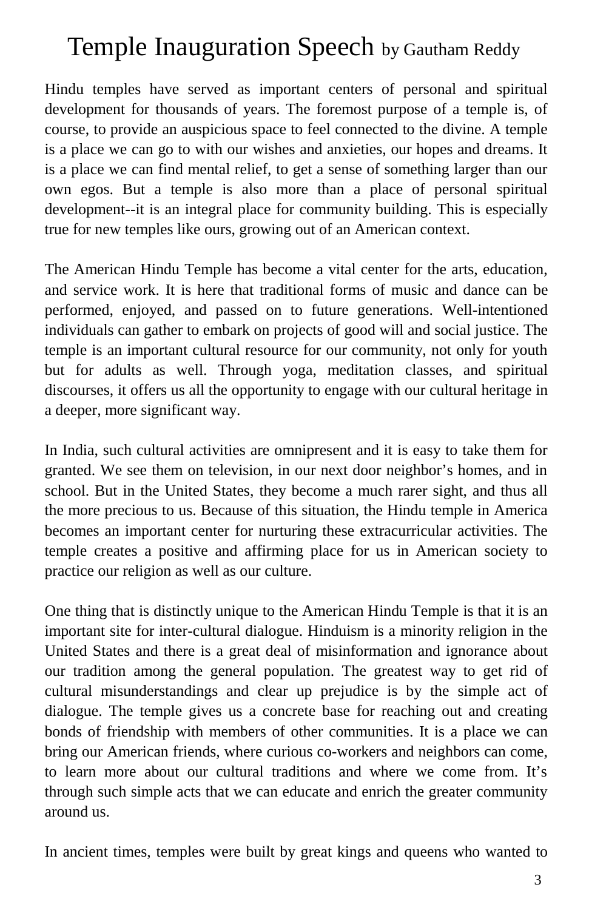# Temple Inauguration Speech by Gautham Reddy

Hindu temples have served as important centers of personal and spiritual development for thousands of years. The foremost purpose of a temple is, of course, to provide an auspicious space to feel connected to the divine. A temple is a place we can go to with our wishes and anxieties, our hopes and dreams. It is a place we can find mental relief, to get a sense of something larger than our own egos. But a temple is also more than a place of personal spiritual development--it is an integral place for community building. This is especially true for new temples like ours, growing out of an American context.

The American Hindu Temple has become a vital center for the arts, education, and service work. It is here that traditional forms of music and dance can be performed, enjoyed, and passed on to future generations. Well-intentioned individuals can gather to embark on projects of good will and social justice. The temple is an important cultural resource for our community, not only for youth but for adults as well. Through yoga, meditation classes, and spiritual discourses, it offers us all the opportunity to engage with our cultural heritage in a deeper, more significant way.

In India, such cultural activities are omnipresent and it is easy to take them for granted. We see them on television, in our next door neighbor's homes, and in school. But in the United States, they become a much rarer sight, and thus all the more precious to us. Because of this situation, the Hindu temple in America becomes an important center for nurturing these extracurricular activities. The temple creates a positive and affirming place for us in American society to practice our religion as well as our culture.

One thing that is distinctly unique to the American Hindu Temple is that it is an important site for inter-cultural dialogue. Hinduism is a minority religion in the United States and there is a great deal of misinformation and ignorance about our tradition among the general population. The greatest way to get rid of cultural misunderstandings and clear up prejudice is by the simple act of dialogue. The temple gives us a concrete base for reaching out and creating bonds of friendship with members of other communities. It is a place we can bring our American friends, where curious co-workers and neighbors can come, to learn more about our cultural traditions and where we come from. It's through such simple acts that we can educate and enrich the greater community around us.

In ancient times, temples were built by great kings and queens who wanted to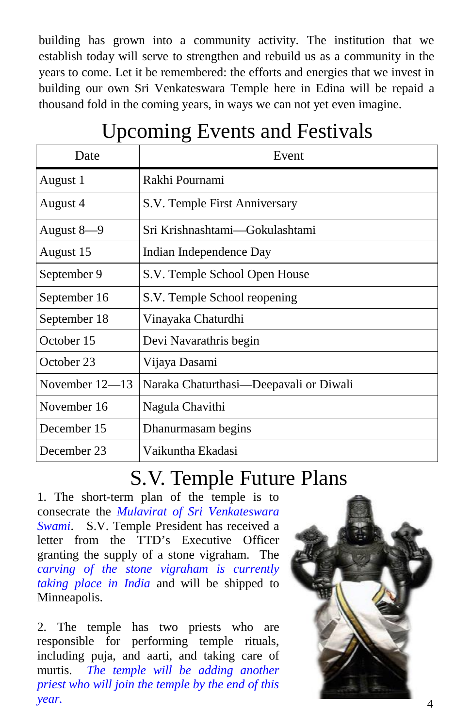building has grown into a community activity. The institution that we establish today will serve to strengthen and rebuild us as a community in the years to come. Let it be remembered: the efforts and energies that we invest in building our own Sri Venkateswara Temple here in Edina will be repaid a thousand fold in the coming years, in ways we can not yet even imagine.

# Upcoming Events and Festivals

| Date | Event |
|---|---|
| August 1 | Rakhi Pournami |
| August 4 | S.V. Temple First Anniversary |
| August 8—9 | Sri Krishnashtami—Gokulashtami |
| August 15 | Indian Independence Day |
| September 9 | S.V. Temple School Open House |
| September 16 | S.V. Temple School reopening |
| September 18 | Vinayaka Chaturdhi |
| October 15 | Devi Navarathris begin |
| October 23 | Vijaya Dasami |
| November 12—13 | Naraka Chaturthasi—Deepavali or Diwali |
| November 16 | Nagula Chavithi |
| December 15 | Dhanurmasam begins |
| December 23 | Vaikuntha Ekadasi |

# S.V. Temple Future Plans

1. The short-term plan of the temple is to consecrate the *Mulavirat of Sri Venkateswara Swami*. S.V. Temple President has received a letter from the TTD's Executive Officer granting the supply of a stone vigraham. The *carving of the stone vigraham is currently taking place in India* and will be shipped to Minneapolis.

2. The temple has two priests who are responsible for performing temple rituals, including puja, and aarti, and taking care of murtis. *The temple will be adding another priest who will join the temple by the end of this year.*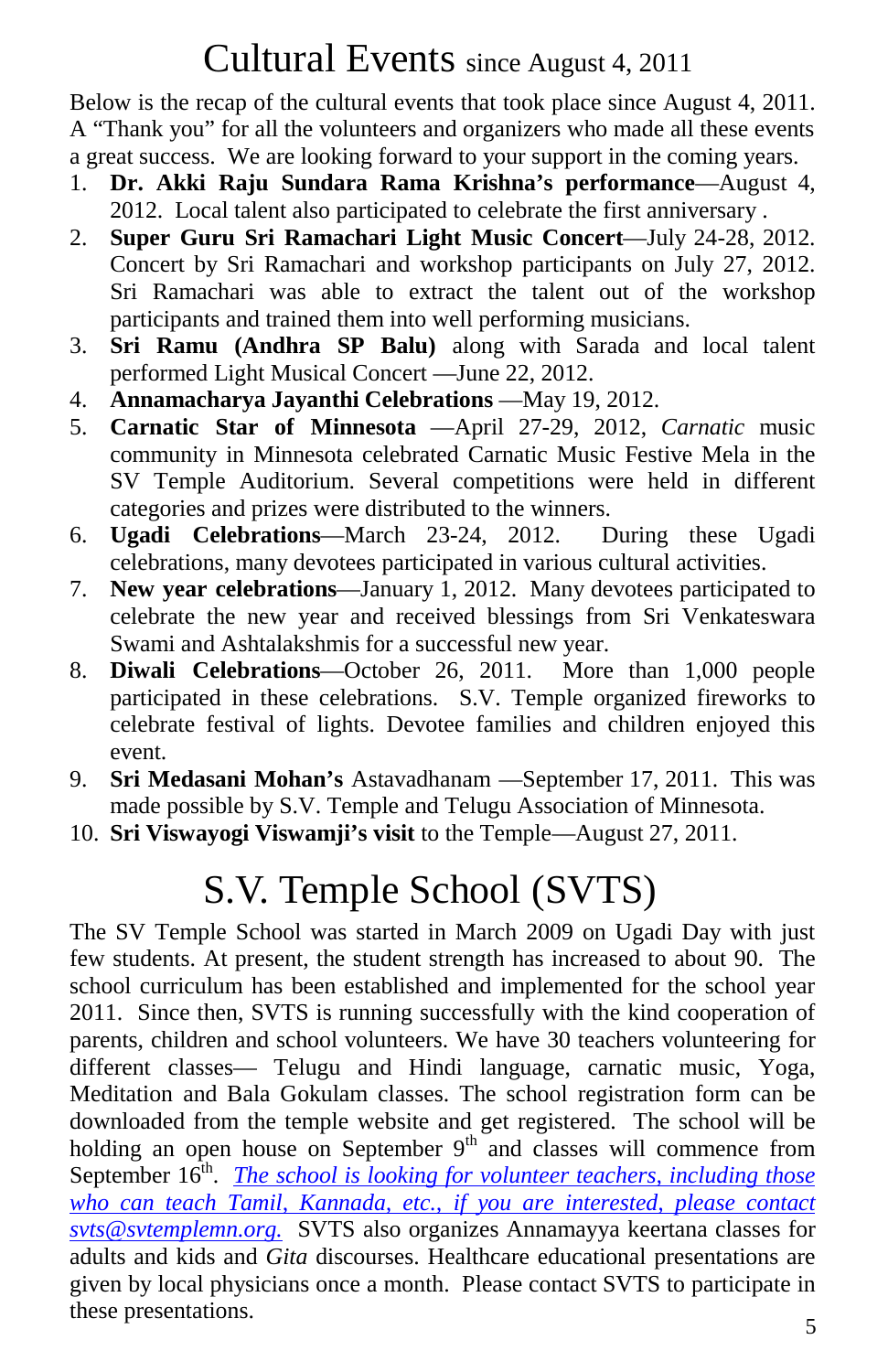# Cultural Events since August 4, 2011

Below is the recap of the cultural events that took place since August 4, 2011. A "Thank you" for all the volunteers and organizers who made all these events a great success. We are looking forward to your support in the coming years.

1. **Dr. Akki Raju Sundara Rama Krishna's performance**—August 4, 2012. Local talent also participated to celebrate the first anniversary .
2. **Super Guru Sri Ramachari Light Music Concert**—July 24-28, 2012. Concert by Sri Ramachari and workshop participants on July 27, 2012. Sri Ramachari was able to extract the talent out of the workshop participants and trained them into well performing musicians.
3. **Sri Ramu (Andhra SP Balu)** along with Sarada and local talent performed Light Musical Concert —June 22, 2012.
4. **Annamacharya Jayanthi Celebrations** —May 19, 2012.
5. **Carnatic Star of Minnesota** —April 27-29, 2012, *Carnatic* music community in Minnesota celebrated Carnatic Music Festive Mela in the SV Temple Auditorium. Several competitions were held in different categories and prizes were distributed to the winners.
6. **Ugadi Celebrations**—March 23-24, 2012. During these Ugadi celebrations, many devotees participated in various cultural activities.
7. **New year celebrations**—January 1, 2012. Many devotees participated to celebrate the new year and received blessings from Sri Venkateswara Swami and Ashtalakshmis for a successful new year.
8. **Diwali Celebrations**—October 26, 2011. More than 1,000 people participated in these celebrations. S.V. Temple organized fireworks to celebrate festival of lights. Devotee families and children enjoyed this event.
9. **Sri Medasani Mohan's** Astavadhanam —September 17, 2011. This was made possible by S.V. Temple and Telugu Association of Minnesota.
10. **Sri Viswayogi Viswamji's visit** to the Temple—August 27, 2011.

# S.V. Temple School (SVTS)

The SV Temple School was started in March 2009 on Ugadi Day with just few students. At present, the student strength has increased to about 90. The school curriculum has been established and implemented for the school year 2011. Since then, SVTS is running successfully with the kind cooperation of parents, children and school volunteers. We have 30 teachers volunteering for different classes— Telugu and Hindi language, carnatic music, Yoga, Meditation and Bala Gokulam classes. The school registration form can be downloaded from the temple website and get registered. The school will be holding an open house on September 9th and classes will commence from September 16th. *The school is looking for volunteer teachers, including those who can teach Tamil, Kannada, etc., if you are interested, please contact svts@svtemplemn.org.* SVTS also organizes Annamayya keertana classes for adults and kids and *Gita* discourses. Healthcare educational presentations are given by local physicians once a month. Please contact SVTS to participate in these presentations.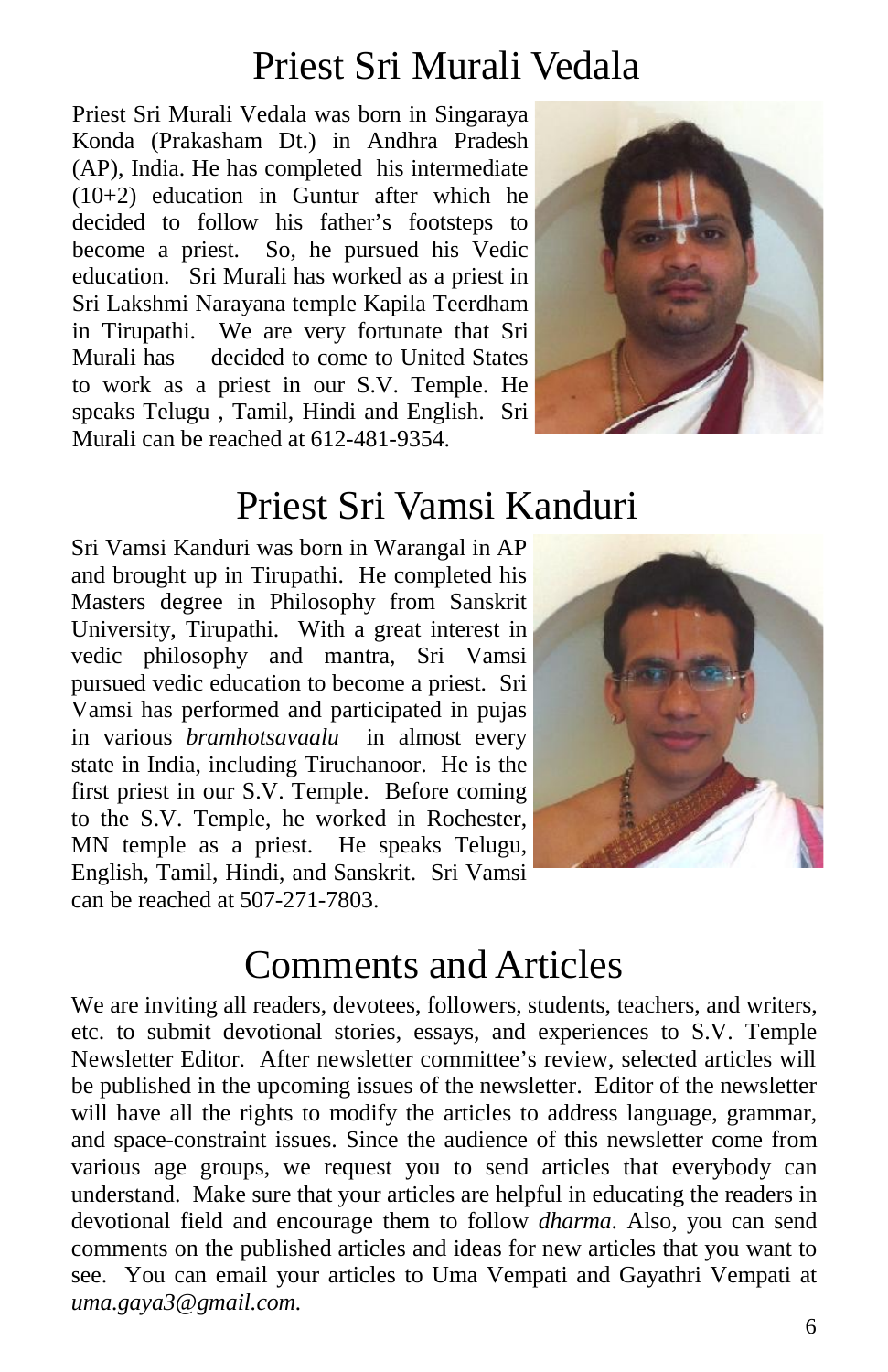# Priest Sri Murali Vedala

Priest Sri Murali Vedala was born in Singaraya Konda (Prakasham Dt.) in Andhra Pradesh (AP), India. He has completed his intermediate (10+2) education in Guntur after which he decided to follow his father's footsteps to become a priest. So, he pursued his Vedic education. Sri Murali has worked as a priest in Sri Lakshmi Narayana temple Kapila Teerdham in Tirupathi. We are very fortunate that Sri Murali has decided to come to United States to work as a priest in our S.V. Temple. He speaks Telugu , Tamil, Hindi and English. Sri Murali can be reached at 612-481-9354.

# Priest Sri Vamsi Kanduri

Sri Vamsi Kanduri was born in Warangal in AP and brought up in Tirupathi. He completed his Masters degree in Philosophy from Sanskrit University, Tirupathi. With a great interest in vedic philosophy and mantra, Sri Vamsi pursued vedic education to become a priest. Sri Vamsi has performed and participated in pujas in various *bramhotsavaalu* in almost every state in India, including Tiruchanoor. He is the first priest in our S.V. Temple. Before coming to the S.V. Temple, he worked in Rochester, MN temple as a priest. He speaks Telugu, English, Tamil, Hindi, and Sanskrit. Sri Vamsi can be reached at 507-271-7803.

# Comments and Articles

We are inviting all readers, devotees, followers, students, teachers, and writers, etc. to submit devotional stories, essays, and experiences to S.V. Temple Newsletter Editor. After newsletter committee's review, selected articles will be published in the upcoming issues of the newsletter. Editor of the newsletter will have all the rights to modify the articles to address language, grammar, and space-constraint issues. Since the audience of this newsletter come from various age groups, we request you to send articles that everybody can understand. Make sure that your articles are helpful in educating the readers in devotional field and encourage them to follow *dharma*. Also, you can send comments on the published articles and ideas for new articles that you want to see. You can email your articles to Uma Vempati and Gayathri Vempati at uma.gaya3@gmail.com.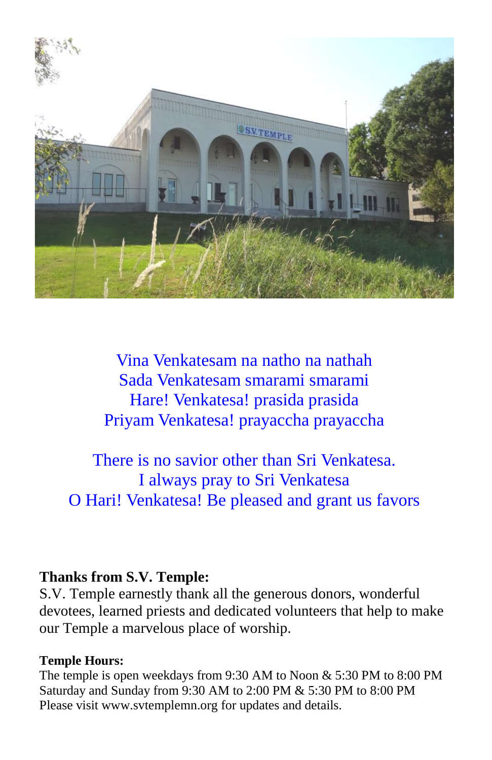Vina Venkatesam na natho na nathah
Sada Venkatesam smarami smarami
Hare! Venkatesa! prasida prasida
Priyam Venkatesa! prayaccha prayaccha

There is no savior other than Sri Venkatesa.
I always pray to Sri Venkatesa
O Hari! Venkatesa! Be pleased and grant us favors

**Thanks from S.V. Temple:**
S.V. Temple earnestly thank all the generous donors, wonderful devotees, learned priests and dedicated volunteers that help to make our Temple a marvelous place of worship.

**Temple Hours:**
The temple is open weekdays from 9:30 AM to Noon & 5:30 PM to 8:00 PM
Saturday and Sunday from 9:30 AM to 2:00 PM & 5:30 PM to 8:00 PM
Please visit www.svtemplemn.org for updates and details.